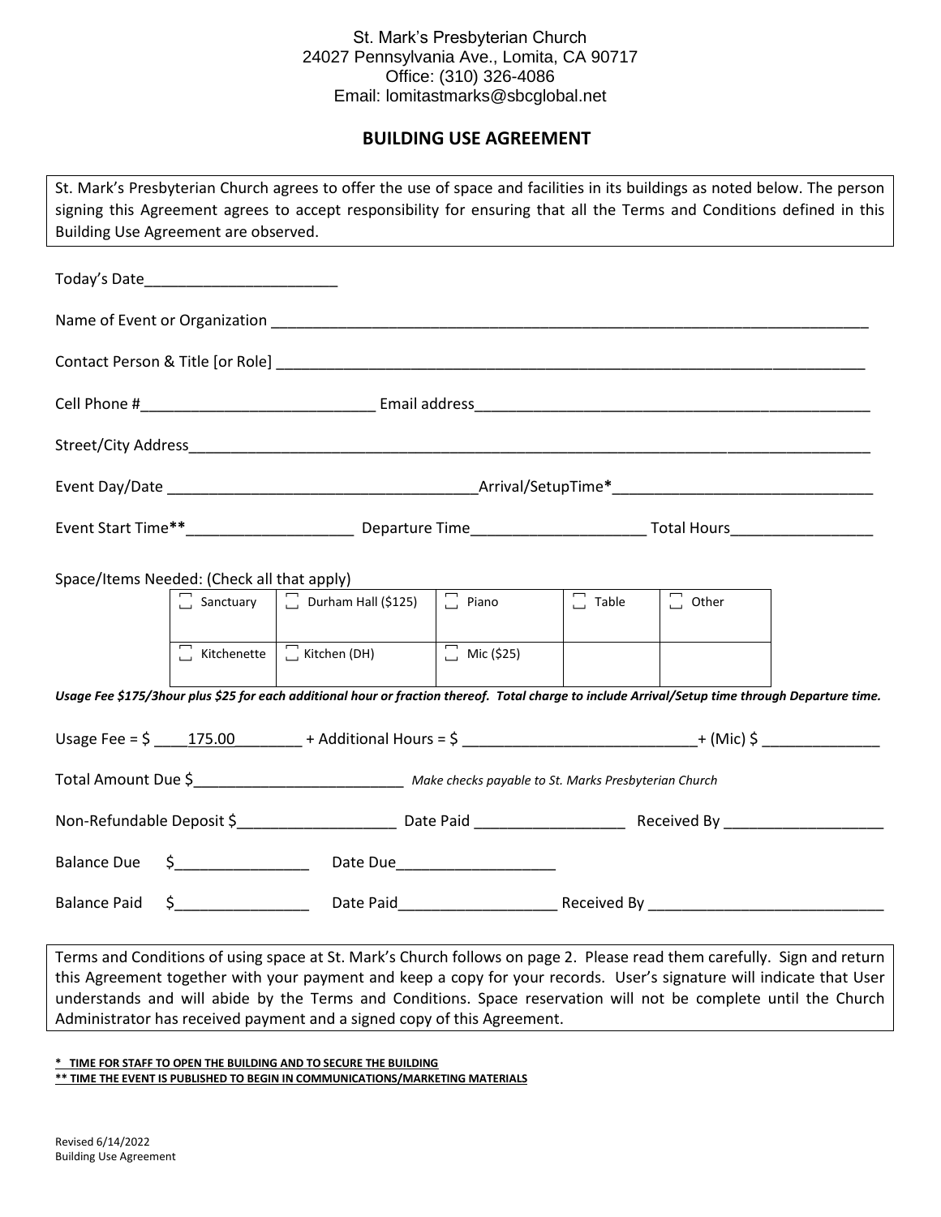St. Mark's Presbyterian Church
24027 Pennsylvania Ave., Lomita, CA 90717
Office: (310) 326-4086
Email: lomitastmarks@sbcglobal.net

# BUILDING USE AGREEMENT

St. Mark's Presbyterian Church agrees to offer the use of space and facilities in its buildings as noted below. The person signing this Agreement agrees to accept responsibility for ensuring that all the Terms and Conditions defined in this Building Use Agreement are observed.

Today's Date_______________________

Name of Event or Organization ___________________________________________________________________________

Contact Person & Title [or Role] __________________________________________________________________________

Cell Phone #____________________________ Email address_______________________________________________

Street/City Address_____________________________________________________________________________________

Event Day/Date _____________________________________Arrival/SetupTime*_______________________________

Event Start Time**____________________ Departure Time_____________________ Total Hours_________________

Space/Items Needed: (Check all that apply)

| | | | | |
|---|---|---|---|---|
| ☐ Sanctuary | ☐ Durham Hall ($125) | ☐ Piano | ☐ Table | ☐ Other |
| ☐ Kitchenette | ☐ Kitchen (DH) | ☐ Mic ($25) | | |

***Usage Fee $175/3hour plus $25 for each additional hour or fraction thereof. Total charge to include Arrival/Setup time through Departure time.***

Usage Fee = $ ____175.00________ + Additional Hours = $ ____________________________+ (Mic) $ ______________

Total Amount Due $_________________________ *Make checks payable to St. Marks Presbyterian Church*

Non-Refundable Deposit $___________________ Date Paid __________________ Received By ___________________

Balance Due $________________ Date Due___________________

Balance Paid $________________ Date Paid___________________ Received By ____________________________

Terms and Conditions of using space at St. Mark's Church follows on page 2. Please read them carefully. Sign and return this Agreement together with your payment and keep a copy for your records. User's signature will indicate that User understands and will abide by the Terms and Conditions. Space reservation will not be complete until the Church Administrator has received payment and a signed copy of this Agreement.

**\* TIME FOR STAFF TO OPEN THE BUILDING AND TO SECURE THE BUILDING**
**\*\* TIME THE EVENT IS PUBLISHED TO BEGIN IN COMMUNICATIONS/MARKETING MATERIALS**

Revised 6/14/2022
Building Use Agreement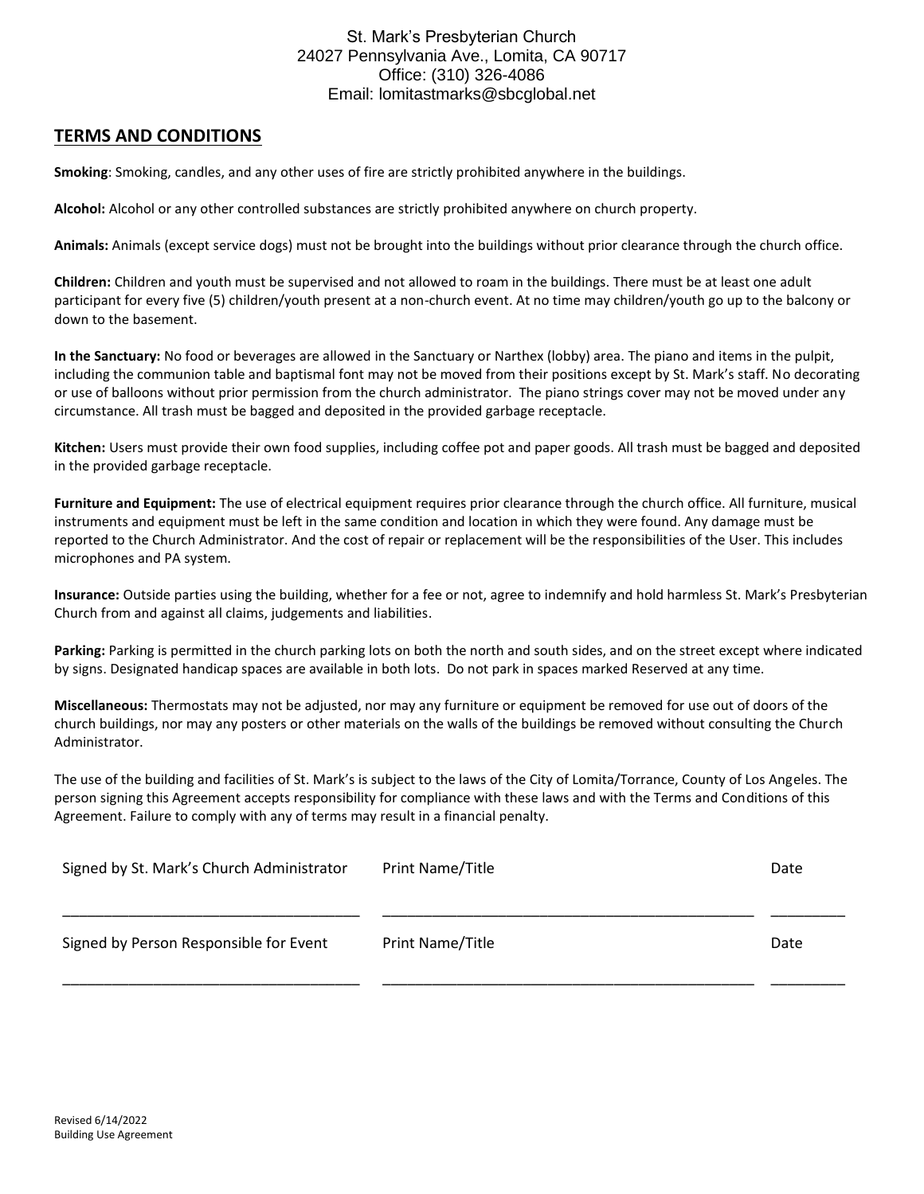St. Mark's Presbyterian Church
24027 Pennsylvania Ave., Lomita, CA 90717
Office: (310) 326-4086
Email: lomitastmarks@sbcglobal.net

## TERMS AND CONDITIONS

**Smoking**: Smoking, candles, and any other uses of fire are strictly prohibited anywhere in the buildings.

**Alcohol:** Alcohol or any other controlled substances are strictly prohibited anywhere on church property.

**Animals:** Animals (except service dogs) must not be brought into the buildings without prior clearance through the church office.

**Children:** Children and youth must be supervised and not allowed to roam in the buildings. There must be at least one adult participant for every five (5) children/youth present at a non-church event. At no time may children/youth go up to the balcony or down to the basement.

**In the Sanctuary:** No food or beverages are allowed in the Sanctuary or Narthex (lobby) area. The piano and items in the pulpit, including the communion table and baptismal font may not be moved from their positions except by St. Mark's staff. No decorating or use of balloons without prior permission from the church administrator. The piano strings cover may not be moved under any circumstance. All trash must be bagged and deposited in the provided garbage receptacle.

**Kitchen:** Users must provide their own food supplies, including coffee pot and paper goods. All trash must be bagged and deposited in the provided garbage receptacle.

**Furniture and Equipment:** The use of electrical equipment requires prior clearance through the church office. All furniture, musical instruments and equipment must be left in the same condition and location in which they were found. Any damage must be reported to the Church Administrator. And the cost of repair or replacement will be the responsibilities of the User. This includes microphones and PA system.

**Insurance:** Outside parties using the building, whether for a fee or not, agree to indemnify and hold harmless St. Mark's Presbyterian Church from and against all claims, judgements and liabilities.

**Parking:** Parking is permitted in the church parking lots on both the north and south sides, and on the street except where indicated by signs. Designated handicap spaces are available in both lots. Do not park in spaces marked Reserved at any time.

**Miscellaneous:** Thermostats may not be adjusted, nor may any furniture or equipment be removed for use out of doors of the church buildings, nor may any posters or other materials on the walls of the buildings be removed without consulting the Church Administrator.

The use of the building and facilities of St. Mark's is subject to the laws of the City of Lomita/Torrance, County of Los Angeles. The person signing this Agreement accepts responsibility for compliance with these laws and with the Terms and Conditions of this Agreement. Failure to comply with any of terms may result in a financial penalty.

| Signed by St. Mark's Church Administrator | Print Name/Title | Date |
|---|---|---|
| ______________________________ | ______________________________ | __________ |
| Signed by Person Responsible for Event | Print Name/Title | Date |
| ______________________________ | ______________________________ | __________ |

Revised 6/14/2022
Building Use Agreement